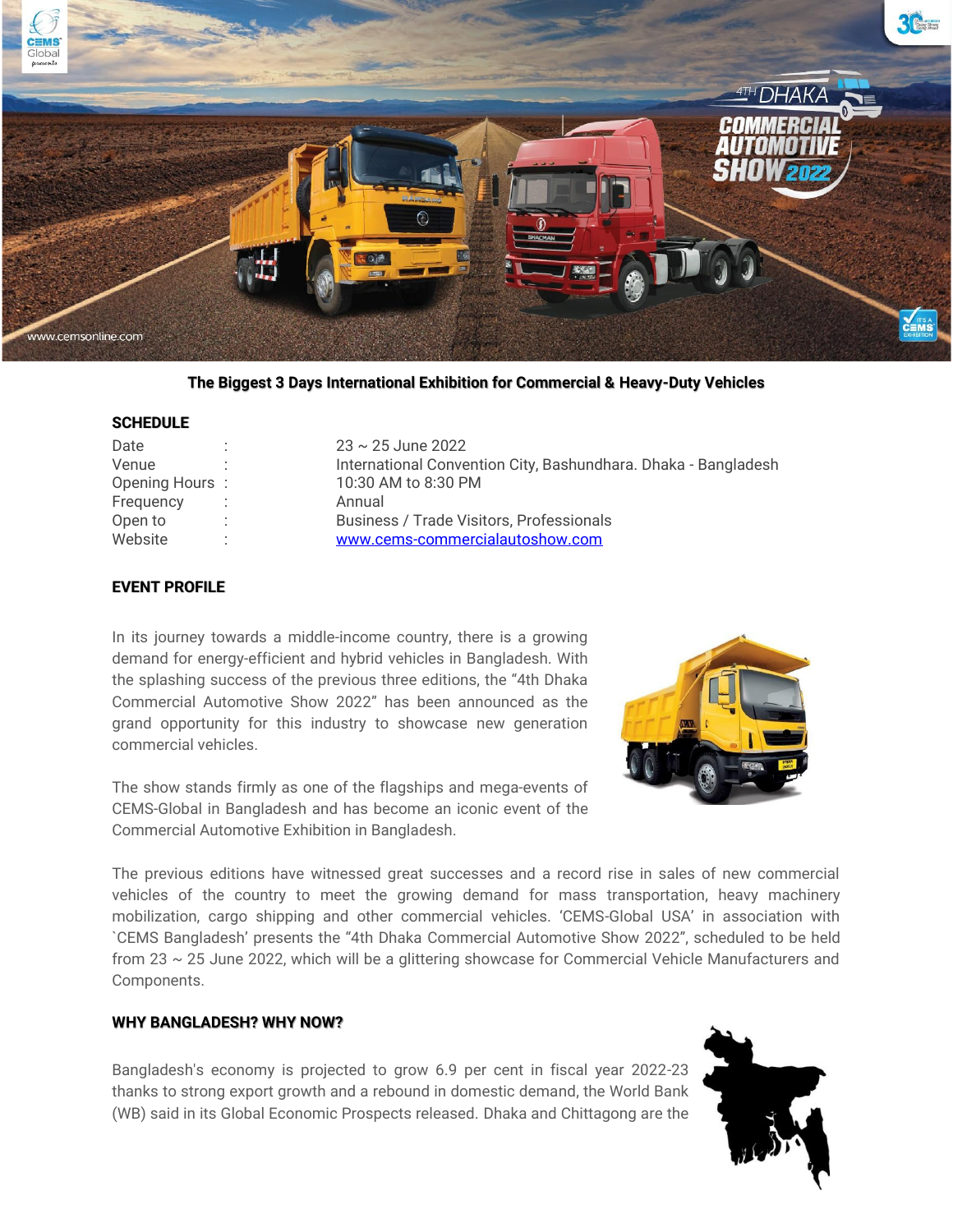**The Biggest 3 Days International Exhibition for Commercial & Heavy-Duty Vehicles**

## SCHEDULE

| | | |
|---|---|---|
| Date | : | 23 ~ 25 June 2022 |
| Venue | : | International Convention City, Bashundhara. Dhaka - Bangladesh |
| Opening Hours | : | 10:30 AM to 8:30 PM |
| Frequency | : | Annual |
| Open to | : | Business / Trade Visitors, Professionals |
| Website | : | www.cems-commercialautoshow.com |

## EVENT PROFILE

In its journey towards a middle-income country, there is a growing demand for energy-efficient and hybrid vehicles in Bangladesh. With the splashing success of the previous three editions, the "4th Dhaka Commercial Automotive Show 2022" has been announced as the grand opportunity for this industry to showcase new generation commercial vehicles.

The show stands firmly as one of the flagships and mega-events of CEMS-Global in Bangladesh and has become an iconic event of the Commercial Automotive Exhibition in Bangladesh.

The previous editions have witnessed great successes and a record rise in sales of new commercial vehicles of the country to meet the growing demand for mass transportation, heavy machinery mobilization, cargo shipping and other commercial vehicles. 'CEMS-Global USA' in association with `CEMS Bangladesh' presents the "4th Dhaka Commercial Automotive Show 2022", scheduled to be held from 23 ~ 25 June 2022, which will be a glittering showcase for Commercial Vehicle Manufacturers and Components.

## WHY BANGLADESH? WHY NOW?

Bangladesh's economy is projected to grow 6.9 per cent in fiscal year 2022-23 thanks to strong export growth and a rebound in domestic demand, the World Bank (WB) said in its Global Economic Prospects released. Dhaka and Chittagong are the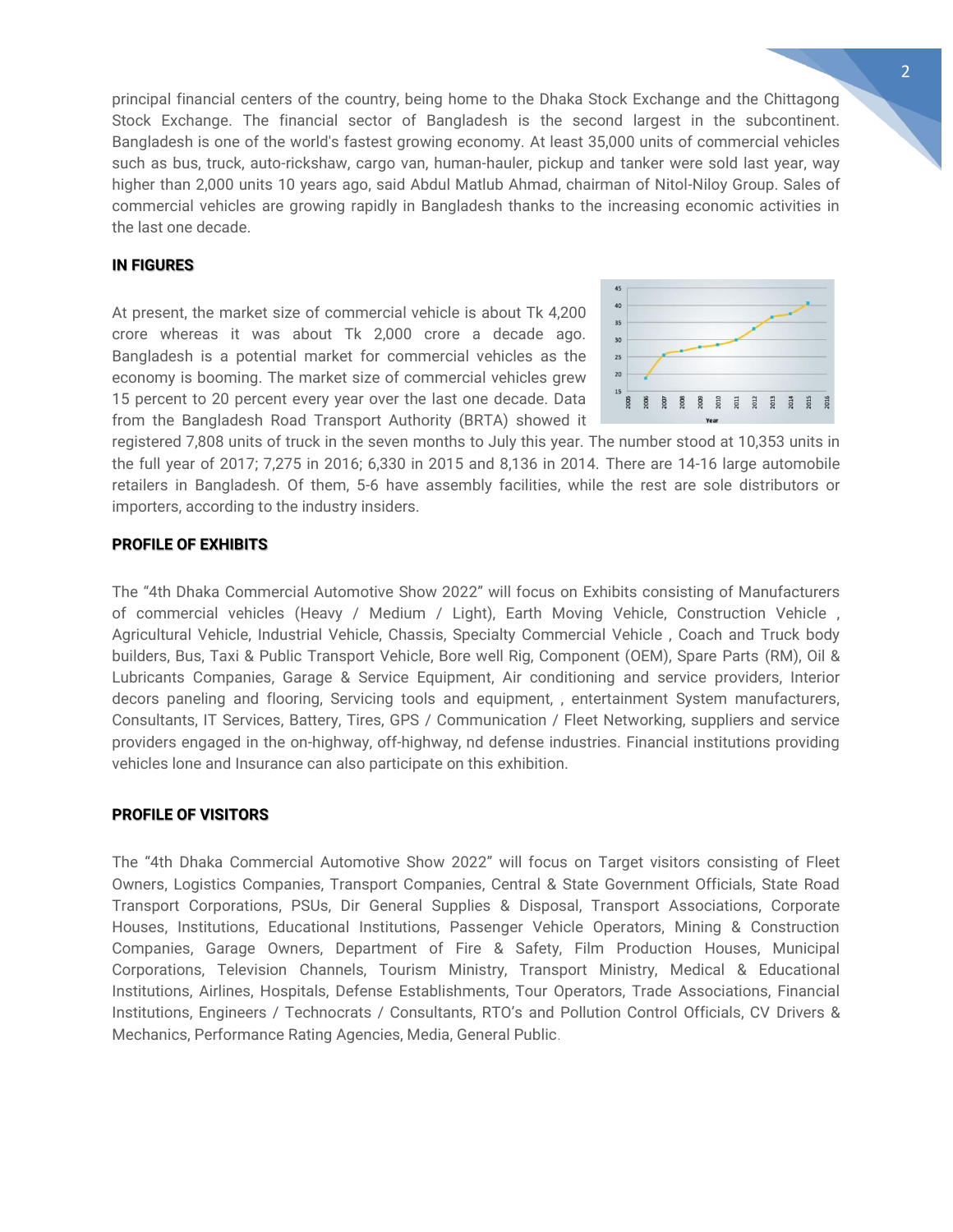principal financial centers of the country, being home to the Dhaka Stock Exchange and the Chittagong Stock Exchange. The financial sector of Bangladesh is the second largest in the subcontinent. Bangladesh is one of the world's fastest growing economy. At least 35,000 units of commercial vehicles such as bus, truck, auto-rickshaw, cargo van, human-hauler, pickup and tanker were sold last year, way higher than 2,000 units 10 years ago, said Abdul Matlub Ahmad, chairman of Nitol-Niloy Group. Sales of commercial vehicles are growing rapidly in Bangladesh thanks to the increasing economic activities in the last one decade.

**IN FIGURES**

At present, the market size of commercial vehicle is about Tk 4,200 crore whereas it was about Tk 2,000 crore a decade ago. Bangladesh is a potential market for commercial vehicles as the economy is booming. The market size of commercial vehicles grew 15 percent to 20 percent every year over the last one decade. Data from the Bangladesh Road Transport Authority (BRTA) showed it registered 7,808 units of truck in the seven months to July this year. The number stood at 10,353 units in the full year of 2017; 7,275 in 2016; 6,330 in 2015 and 8,136 in 2014. There are 14-16 large automobile retailers in Bangladesh. Of them, 5-6 have assembly facilities, while the rest are sole distributors or importers, according to the industry insiders.

**PROFILE OF EXHIBITS**

The "4th Dhaka Commercial Automotive Show 2022" will focus on Exhibits consisting of Manufacturers of commercial vehicles (Heavy / Medium / Light), Earth Moving Vehicle, Construction Vehicle , Agricultural Vehicle, Industrial Vehicle, Chassis, Specialty Commercial Vehicle , Coach and Truck body builders, Bus, Taxi & Public Transport Vehicle, Bore well Rig, Component (OEM), Spare Parts (RM), Oil & Lubricants Companies, Garage & Service Equipment, Air conditioning and service providers, Interior decors paneling and flooring, Servicing tools and equipment, , entertainment System manufacturers, Consultants, IT Services, Battery, Tires, GPS / Communication / Fleet Networking, suppliers and service providers engaged in the on-highway, off-highway, nd defense industries. Financial institutions providing vehicles lone and Insurance can also participate on this exhibition.

**PROFILE OF VISITORS**

The "4th Dhaka Commercial Automotive Show 2022" will focus on Target visitors consisting of Fleet Owners, Logistics Companies, Transport Companies, Central & State Government Officials, State Road Transport Corporations, PSUs, Dir General Supplies & Disposal, Transport Associations, Corporate Houses, Institutions, Educational Institutions, Passenger Vehicle Operators, Mining & Construction Companies, Garage Owners, Department of Fire & Safety, Film Production Houses, Municipal Corporations, Television Channels, Tourism Ministry, Transport Ministry, Medical & Educational Institutions, Airlines, Hospitals, Defense Establishments, Tour Operators, Trade Associations, Financial Institutions, Engineers / Technocrats / Consultants, RTO's and Pollution Control Officials, CV Drivers & Mechanics, Performance Rating Agencies, Media, General Public.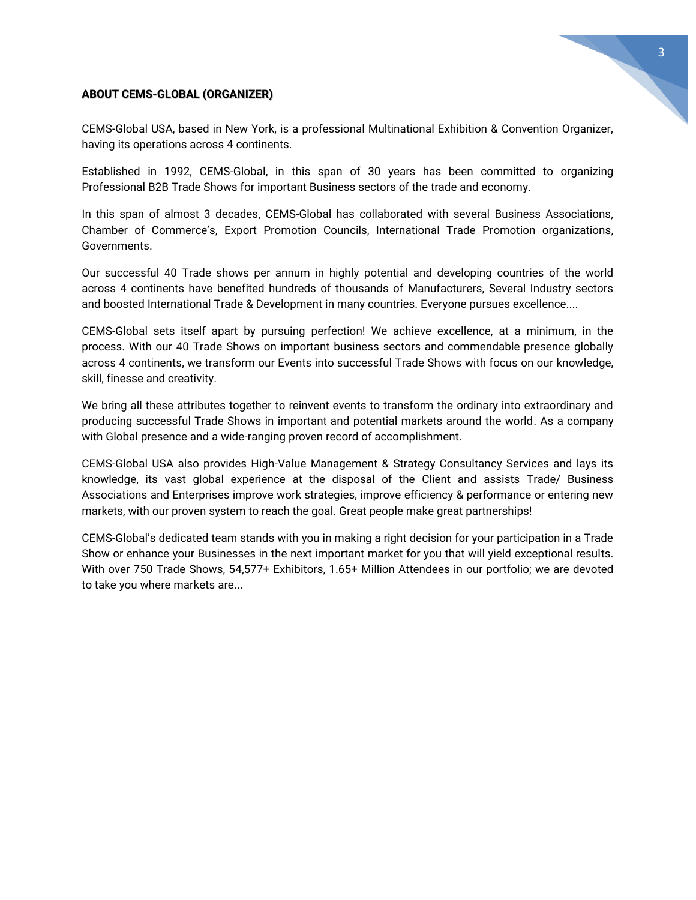**ABOUT CEMS-GLOBAL (ORGANIZER)**

CEMS-Global USA, based in New York, is a professional Multinational Exhibition & Convention Organizer, having its operations across 4 continents.

Established in 1992, CEMS-Global, in this span of 30 years has been committed to organizing Professional B2B Trade Shows for important Business sectors of the trade and economy.

In this span of almost 3 decades, CEMS-Global has collaborated with several Business Associations, Chamber of Commerce's, Export Promotion Councils, International Trade Promotion organizations, Governments.

Our successful 40 Trade shows per annum in highly potential and developing countries of the world across 4 continents have benefited hundreds of thousands of Manufacturers, Several Industry sectors and boosted International Trade & Development in many countries. Everyone pursues excellence....

CEMS-Global sets itself apart by pursuing perfection! We achieve excellence, at a minimum, in the process. With our 40 Trade Shows on important business sectors and commendable presence globally across 4 continents, we transform our Events into successful Trade Shows with focus on our knowledge, skill, finesse and creativity.

We bring all these attributes together to reinvent events to transform the ordinary into extraordinary and producing successful Trade Shows in important and potential markets around the world. As a company with Global presence and a wide-ranging proven record of accomplishment.

CEMS-Global USA also provides High-Value Management & Strategy Consultancy Services and lays its knowledge, its vast global experience at the disposal of the Client and assists Trade/ Business Associations and Enterprises improve work strategies, improve efficiency & performance or entering new markets, with our proven system to reach the goal. Great people make great partnerships!

CEMS-Global's dedicated team stands with you in making a right decision for your participation in a Trade Show or enhance your Businesses in the next important market for you that will yield exceptional results. With over 750 Trade Shows, 54,577+ Exhibitors, 1.65+ Million Attendees in our portfolio; we are devoted to take you where markets are...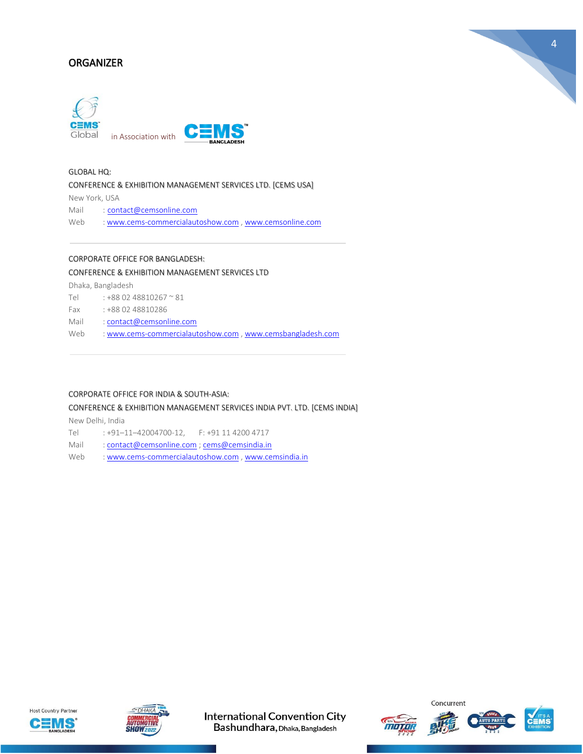## ORGANIZER

CEMS Global in Association with CEMS BANGLADESH

GLOBAL HQ:

CONFERENCE & EXHIBITION MANAGEMENT SERVICES LTD. [CEMS USA]

New York, USA

Mail : contact@cemsonline.com

Web : www.cems-commercialautoshow.com , www.cemsonline.com

---

CORPORATE OFFICE FOR BANGLADESH:

CONFERENCE & EXHIBITION MANAGEMENT SERVICES LTD

Dhaka, Bangladesh

Tel : +88 02 48810267 ~ 81

Fax : +88 02 48810286

Mail : contact@cemsonline.com

Web : www.cems-commercialautoshow.com , www.cemsbangladesh.com

---

CORPORATE OFFICE FOR INDIA & SOUTH-ASIA:

CONFERENCE & EXHIBITION MANAGEMENT SERVICES INDIA PVT. LTD. [CEMS INDIA]

New Delhi, India

Tel : +91–11–42004700-12, F: +91 11 4200 4717

Mail : contact@cemsonline.com ; cems@cemsindia.in

Web : www.cems-commercialautoshow.com , www.cemsindia.in